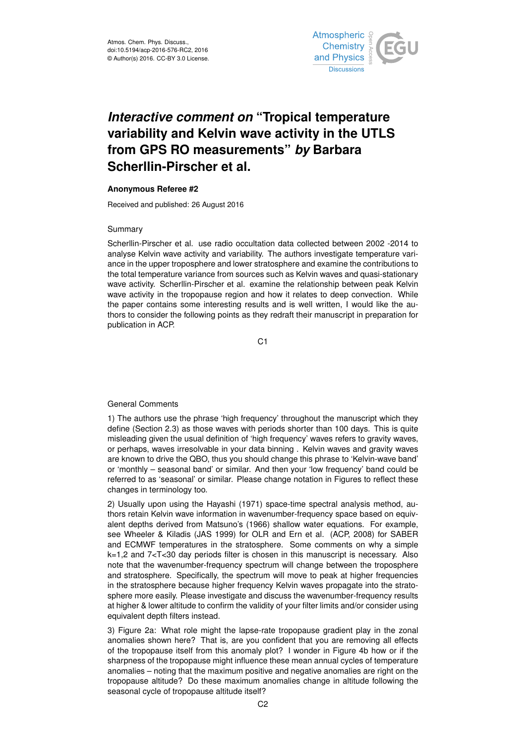# *Interactive comment on* "Tropical temperature variability and Kelvin wave activity in the UTLS from GPS RO measurements" *by* Barbara Scherllin-Pirscher et al.

**Anonymous Referee #2**

Received and published: 26 August 2016

Summary

Scherllin-Pirscher et al. use radio occultation data collected between 2002 -2014 to analyse Kelvin wave activity and variability. The authors investigate temperature variance in the upper troposphere and lower stratosphere and examine the contributions to the total temperature variance from sources such as Kelvin waves and quasi-stationary wave activity. Scherllin-Pirscher et al. examine the relationship between peak Kelvin wave activity in the tropopause region and how it relates to deep convection. While the paper contains some interesting results and is well written, I would like the authors to consider the following points as they redraft their manuscript in preparation for publication in ACP.

General Comments

1) The authors use the phrase 'high frequency' throughout the manuscript which they define (Section 2.3) as those waves with periods shorter than 100 days. This is quite misleading given the usual definition of 'high frequency' waves refers to gravity waves, or perhaps, waves irresolvable in your data binning . Kelvin waves and gravity waves are known to drive the QBO, thus you should change this phrase to 'Kelvin-wave band' or 'monthly – seasonal band' or similar. And then your 'low frequency' band could be referred to as 'seasonal' or similar. Please change notation in Figures to reflect these changes in terminology too.

2) Usually upon using the Hayashi (1971) space-time spectral analysis method, authors retain Kelvin wave information in wavenumber-frequency space based on equivalent depths derived from Matsuno's (1966) shallow water equations. For example, see Wheeler & Kiladis (JAS 1999) for OLR and Ern et al. (ACP, 2008) for SABER and ECMWF temperatures in the stratosphere. Some comments on why a simple k=1,2 and 7<T<30 day periods filter is chosen in this manuscript is necessary. Also note that the wavenumber-frequency spectrum will change between the troposphere and stratosphere. Specifically, the spectrum will move to peak at higher frequencies in the stratosphere because higher frequency Kelvin waves propagate into the stratosphere more easily. Please investigate and discuss the wavenumber-frequency results at higher & lower altitude to confirm the validity of your filter limits and/or consider using equivalent depth filters instead.

3) Figure 2a: What role might the lapse-rate tropopause gradient play in the zonal anomalies shown here? That is, are you confident that you are removing all effects of the tropopause itself from this anomaly plot? I wonder in Figure 4b how or if the sharpness of the tropopause might influence these mean annual cycles of temperature anomalies – noting that the maximum positive and negative anomalies are right on the tropopause altitude? Do these maximum anomalies change in altitude following the seasonal cycle of tropopause altitude itself?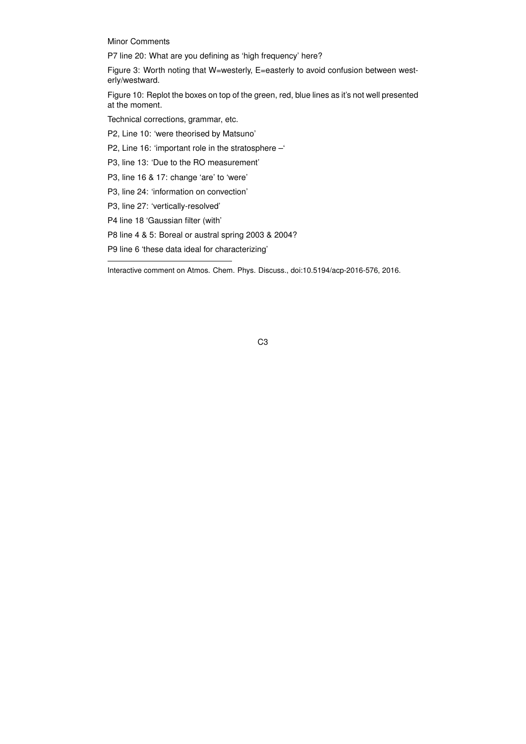Minor Comments

P7 line 20: What are you defining as 'high frequency' here?

Figure 3: Worth noting that W=westerly, E=easterly to avoid confusion between westerly/westward.

Figure 10: Replot the boxes on top of the green, red, blue lines as it's not well presented at the moment.

Technical corrections, grammar, etc.

P2, Line 10: 'were theorised by Matsuno'

P2, Line 16: 'important role in the stratosphere –'

P3, line 13: 'Due to the RO measurement'

P3, line 16 & 17: change 'are' to 'were'

P3, line 24: 'information on convection'

P3, line 27: 'vertically-resolved'

P4 line 18 'Gaussian filter (with'

P8 line 4 & 5: Boreal or austral spring 2003 & 2004?

P9 line 6 'these data ideal for characterizing'

---

Interactive comment on Atmos. Chem. Phys. Discuss., doi:10.5194/acp-2016-576, 2016.